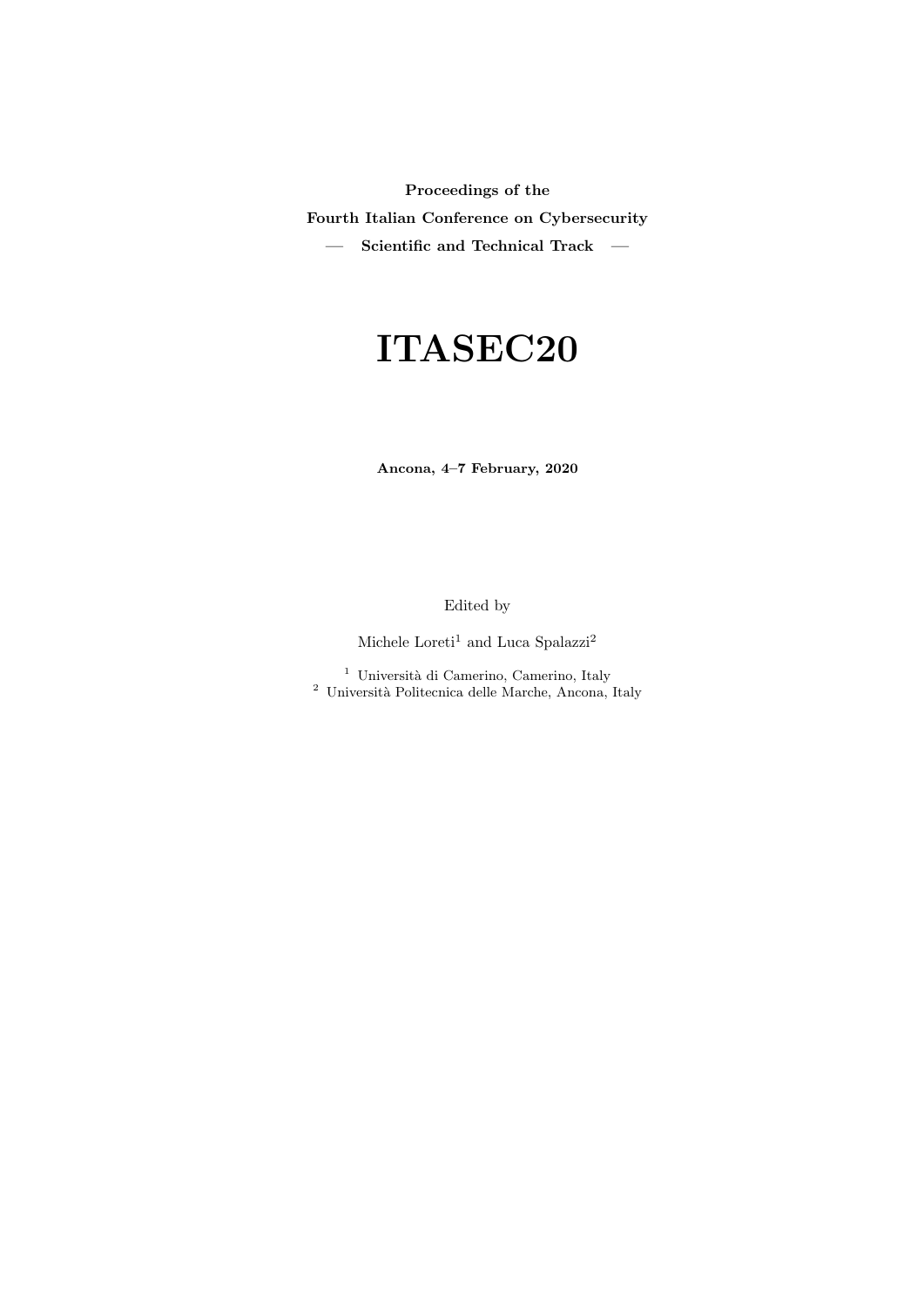**Proceedings of the**

**Fourth Italian Conference on Cybersecurity**

**— Scientific and Technical Track —**

# ITASEC20

**Ancona, 4–7 February, 2020**

Edited by

Michele Loreti[1] and Luca Spalazzi[2]

[1] Università di Camerino, Camerino, Italy
[2] Università Politecnica delle Marche, Ancona, Italy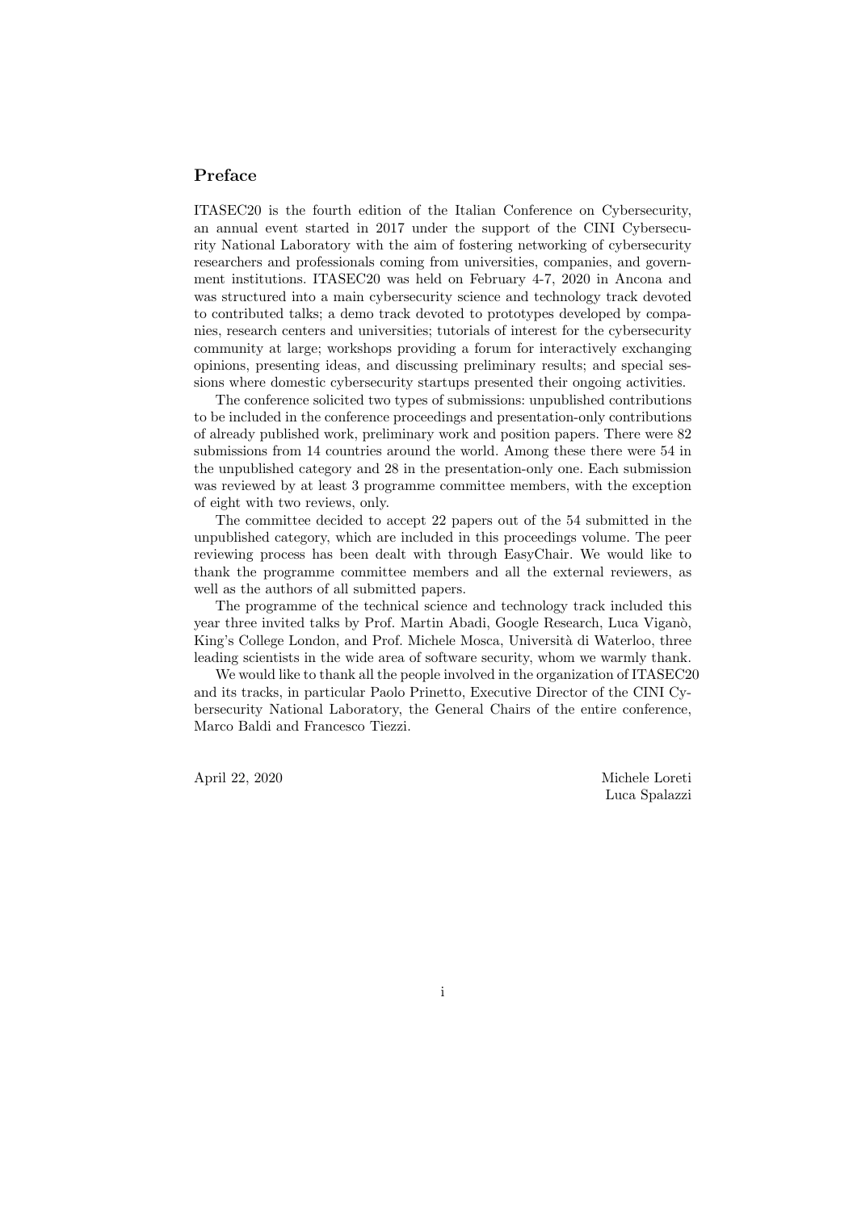## Preface

ITASEC20 is the fourth edition of the Italian Conference on Cybersecurity, an annual event started in 2017 under the support of the CINI Cybersecurity National Laboratory with the aim of fostering networking of cybersecurity researchers and professionals coming from universities, companies, and government institutions. ITASEC20 was held on February 4-7, 2020 in Ancona and was structured into a main cybersecurity science and technology track devoted to contributed talks; a demo track devoted to prototypes developed by companies, research centers and universities; tutorials of interest for the cybersecurity community at large; workshops providing a forum for interactively exchanging opinions, presenting ideas, and discussing preliminary results; and special sessions where domestic cybersecurity startups presented their ongoing activities.

The conference solicited two types of submissions: unpublished contributions to be included in the conference proceedings and presentation-only contributions of already published work, preliminary work and position papers. There were 82 submissions from 14 countries around the world. Among these there were 54 in the unpublished category and 28 in the presentation-only one. Each submission was reviewed by at least 3 programme committee members, with the exception of eight with two reviews, only.

The committee decided to accept 22 papers out of the 54 submitted in the unpublished category, which are included in this proceedings volume. The peer reviewing process has been dealt with through EasyChair. We would like to thank the programme committee members and all the external reviewers, as well as the authors of all submitted papers.

The programme of the technical science and technology track included this year three invited talks by Prof. Martin Abadi, Google Research, Luca Viganò, King's College London, and Prof. Michele Mosca, Università di Waterloo, three leading scientists in the wide area of software security, whom we warmly thank.

We would like to thank all the people involved in the organization of ITASEC20 and its tracks, in particular Paolo Prinetto, Executive Director of the CINI Cybersecurity National Laboratory, the General Chairs of the entire conference, Marco Baldi and Francesco Tiezzi.

April 22, 2020

Michele Loreti
Luca Spalazzi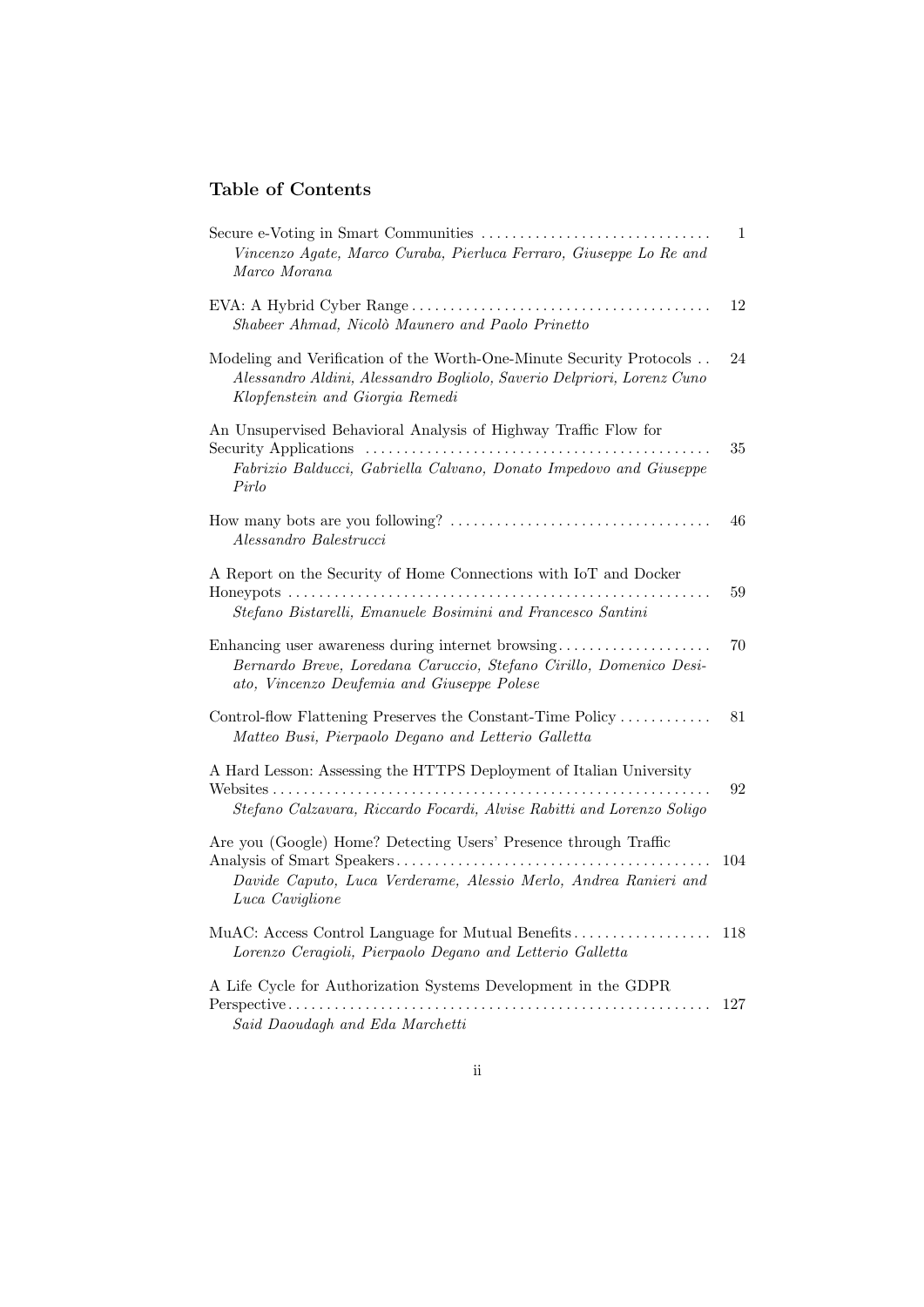## Table of Contents

Secure e-Voting in Smart Communities ........ 1
*Vincenzo Agate, Marco Curaba, Pierluca Ferraro, Giuseppe Lo Re and Marco Morana*

EVA: A Hybrid Cyber Range ........ 12
*Shabeer Ahmad, Nicolò Maunero and Paolo Prinetto*

Modeling and Verification of the Worth-One-Minute Security Protocols ........ 24
*Alessandro Aldini, Alessandro Bogliolo, Saverio Delpriori, Lorenz Cuno Klopfenstein and Giorgia Remedi*

An Unsupervised Behavioral Analysis of Highway Traffic Flow for Security Applications ........ 35
*Fabrizio Balducci, Gabriella Calvano, Donato Impedovo and Giuseppe Pirlo*

How many bots are you following? ........ 46
*Alessandro Balestrucci*

A Report on the Security of Home Connections with IoT and Docker Honeypots ........ 59
*Stefano Bistarelli, Emanuele Bosimini and Francesco Santini*

Enhancing user awareness during internet browsing ........ 70
*Bernardo Breve, Loredana Caruccio, Stefano Cirillo, Domenico Desiato, Vincenzo Deufemia and Giuseppe Polese*

Control-flow Flattening Preserves the Constant-Time Policy ........ 81
*Matteo Busi, Pierpaolo Degano and Letterio Galletta*

A Hard Lesson: Assessing the HTTPS Deployment of Italian University Websites ........ 92
*Stefano Calzavara, Riccardo Focardi, Alvise Rabitti and Lorenzo Soligo*

Are you (Google) Home? Detecting Users' Presence through Traffic Analysis of Smart Speakers ........ 104
*Davide Caputo, Luca Verderame, Alessio Merlo, Andrea Ranieri and Luca Caviglione*

MuAC: Access Control Language for Mutual Benefits ........ 118
*Lorenzo Ceragioli, Pierpaolo Degano and Letterio Galletta*

A Life Cycle for Authorization Systems Development in the GDPR Perspective ........ 127
*Said Daoudagh and Eda Marchetti*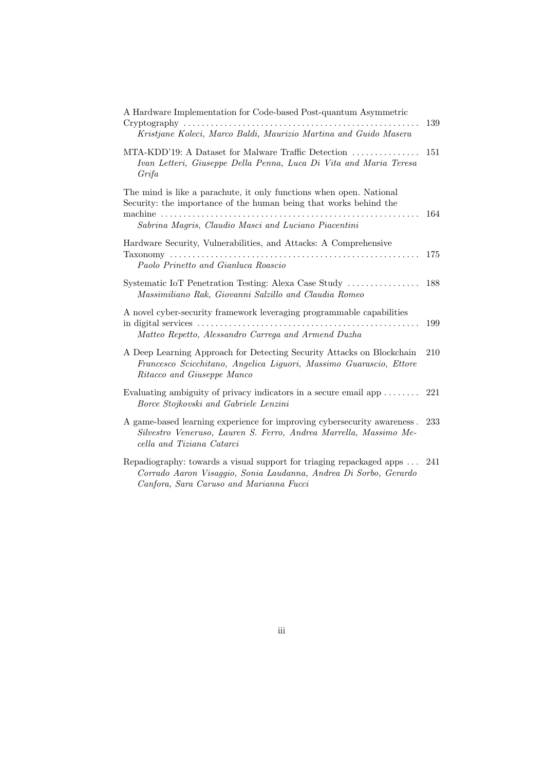A Hardware Implementation for Code-based Post-quantum Asymmetric Cryptography ..... 139
*Kristjane Koleci, Marco Baldi, Maurizio Martina and Guido Masera*

MTA-KDD'19: A Dataset for Malware Traffic Detection ..... 151
*Ivan Letteri, Giuseppe Della Penna, Luca Di Vita and Maria Teresa Grifa*

The mind is like a parachute, it only functions when open. National Security: the importance of the human being that works behind the machine ..... 164
*Sabrina Magris, Claudio Masci and Luciano Piacentini*

Hardware Security, Vulnerabilities, and Attacks: A Comprehensive Taxonomy ..... 175
*Paolo Prinetto and Gianluca Roascio*

Systematic IoT Penetration Testing: Alexa Case Study ..... 188
*Massimiliano Rak, Giovanni Salzillo and Claudia Romeo*

A novel cyber-security framework leveraging programmable capabilities in digital services ..... 199
*Matteo Repetto, Alessandro Carrega and Armend Duzha*

A Deep Learning Approach for Detecting Security Attacks on Blockchain 210
*Francesco Scicchitano, Angelica Liguori, Massimo Guarascio, Ettore Ritacco and Giuseppe Manco*

Evaluating ambiguity of privacy indicators in a secure email app ..... 221
*Borce Stojkovski and Gabriele Lenzini*

A game-based learning experience for improving cybersecurity awareness . 233
*Silvestro Veneruso, Lauren S. Ferro, Andrea Marrella, Massimo Mecella and Tiziana Catarci*

Repadiography: towards a visual support for triaging repackaged apps ... 241
*Corrado Aaron Visaggio, Sonia Laudanna, Andrea Di Sorbo, Gerardo Canfora, Sara Caruso and Marianna Fucci*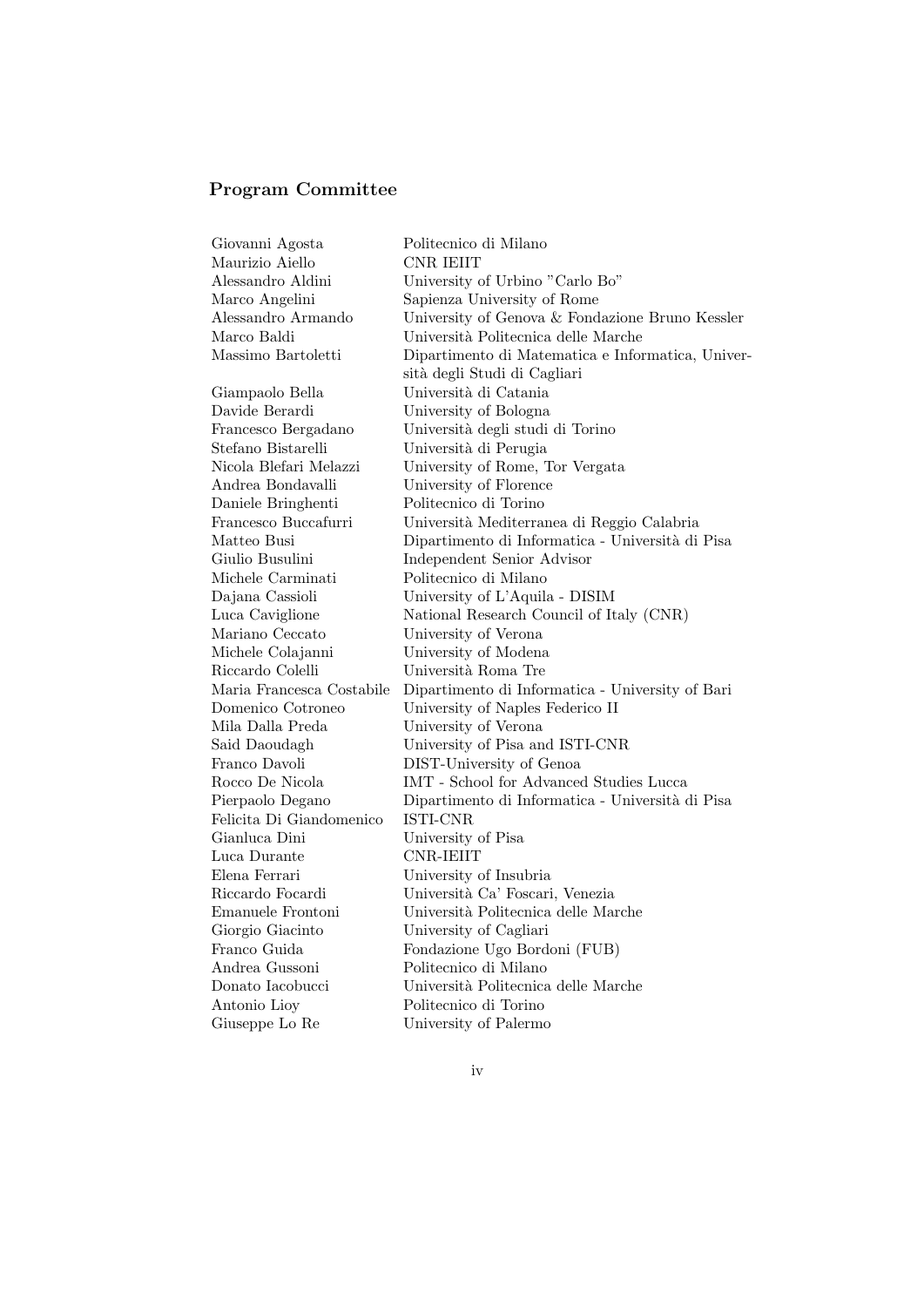## Program Committee

| | |
|---|---|
| Giovanni Agosta | Politecnico di Milano |
| Maurizio Aiello | CNR IEIIT |
| Alessandro Aldini | University of Urbino "Carlo Bo" |
| Marco Angelini | Sapienza University of Rome |
| Alessandro Armando | University of Genova & Fondazione Bruno Kessler |
| Marco Baldi | Università Politecnica delle Marche |
| Massimo Bartoletti | Dipartimento di Matematica e Informatica, Università degli Studi di Cagliari |
| Giampaolo Bella | Università di Catania |
| Davide Berardi | University of Bologna |
| Francesco Bergadano | Università degli studi di Torino |
| Stefano Bistarelli | Università di Perugia |
| Nicola Blefari Melazzi | University of Rome, Tor Vergata |
| Andrea Bondavalli | University of Florence |
| Daniele Bringhenti | Politecnico di Torino |
| Francesco Buccafurri | Università Mediterranea di Reggio Calabria |
| Matteo Busi | Dipartimento di Informatica - Università di Pisa |
| Giulio Busulini | Independent Senior Advisor |
| Michele Carminati | Politecnico di Milano |
| Dajana Cassioli | University of L'Aquila - DISIM |
| Luca Caviglione | National Research Council of Italy (CNR) |
| Mariano Ceccato | University of Verona |
| Michele Colajanni | University of Modena |
| Riccardo Colelli | Università Roma Tre |
| Maria Francesca Costabile | Dipartimento di Informatica - University of Bari |
| Domenico Cotroneo | University of Naples Federico II |
| Mila Dalla Preda | University of Verona |
| Said Daoudagh | University of Pisa and ISTI-CNR |
| Franco Davoli | DIST-University of Genoa |
| Rocco De Nicola | IMT - School for Advanced Studies Lucca |
| Pierpaolo Degano | Dipartimento di Informatica - Università di Pisa |
| Felicita Di Giandomenico | ISTI-CNR |
| Gianluca Dini | University of Pisa |
| Luca Durante | CNR-IEIIT |
| Elena Ferrari | University of Insubria |
| Riccardo Focardi | Università Ca' Foscari, Venezia |
| Emanuele Frontoni | Università Politecnica delle Marche |
| Giorgio Giacinto | University of Cagliari |
| Franco Guida | Fondazione Ugo Bordoni (FUB) |
| Andrea Gussoni | Politecnico di Milano |
| Donato Iacobucci | Università Politecnica delle Marche |
| Antonio Lioy | Politecnico di Torino |
| Giuseppe Lo Re | University of Palermo |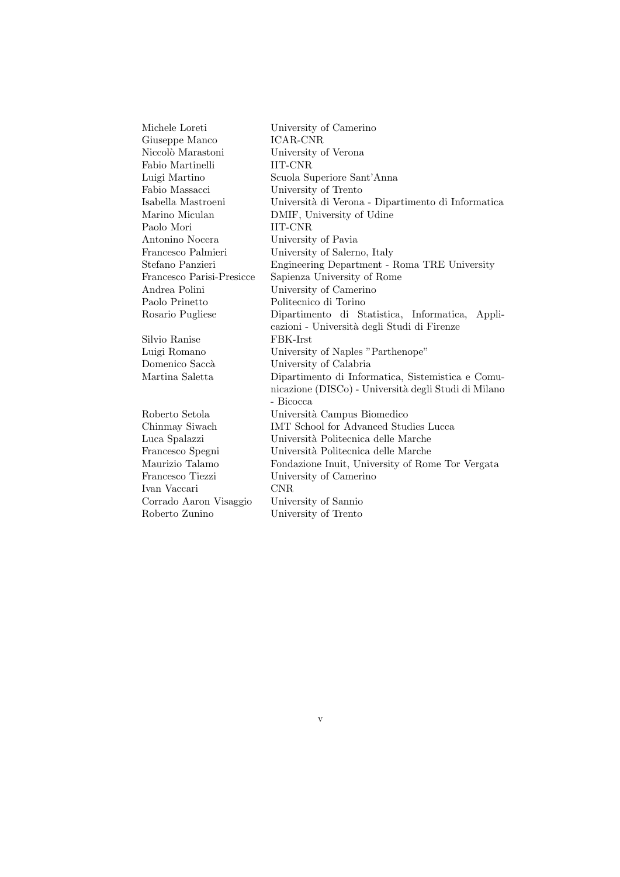| | |
|---|---|
| Michele Loreti | University of Camerino |
| Giuseppe Manco | ICAR-CNR |
| Niccolò Marastoni | University of Verona |
| Fabio Martinelli | IIT-CNR |
| Luigi Martino | Scuola Superiore Sant'Anna |
| Fabio Massacci | University of Trento |
| Isabella Mastroeni | Università di Verona - Dipartimento di Informatica |
| Marino Miculan | DMIF, University of Udine |
| Paolo Mori | IIT-CNR |
| Antonino Nocera | University of Pavia |
| Francesco Palmieri | University of Salerno, Italy |
| Stefano Panzieri | Engineering Department - Roma TRE University |
| Francesco Parisi-Presicce | Sapienza University of Rome |
| Andrea Polini | University of Camerino |
| Paolo Prinetto | Politecnico di Torino |
| Rosario Pugliese | Dipartimento di Statistica, Informatica, Applicazioni - Università degli Studi di Firenze |
| Silvio Ranise | FBK-Irst |
| Luigi Romano | University of Naples "Parthenope" |
| Domenico Saccà | University of Calabria |
| Martina Saletta | Dipartimento di Informatica, Sistemistica e Comunicazione (DISCo) - Università degli Studi di Milano - Bicocca |
| Roberto Setola | Università Campus Biomedico |
| Chinmay Siwach | IMT School for Advanced Studies Lucca |
| Luca Spalazzi | Università Politecnica delle Marche |
| Francesco Spegni | Università Politecnica delle Marche |
| Maurizio Talamo | Fondazione Inuit, University of Rome Tor Vergata |
| Francesco Tiezzi | University of Camerino |
| Ivan Vaccari | CNR |
| Corrado Aaron Visaggio | University of Sannio |
| Roberto Zunino | University of Trento |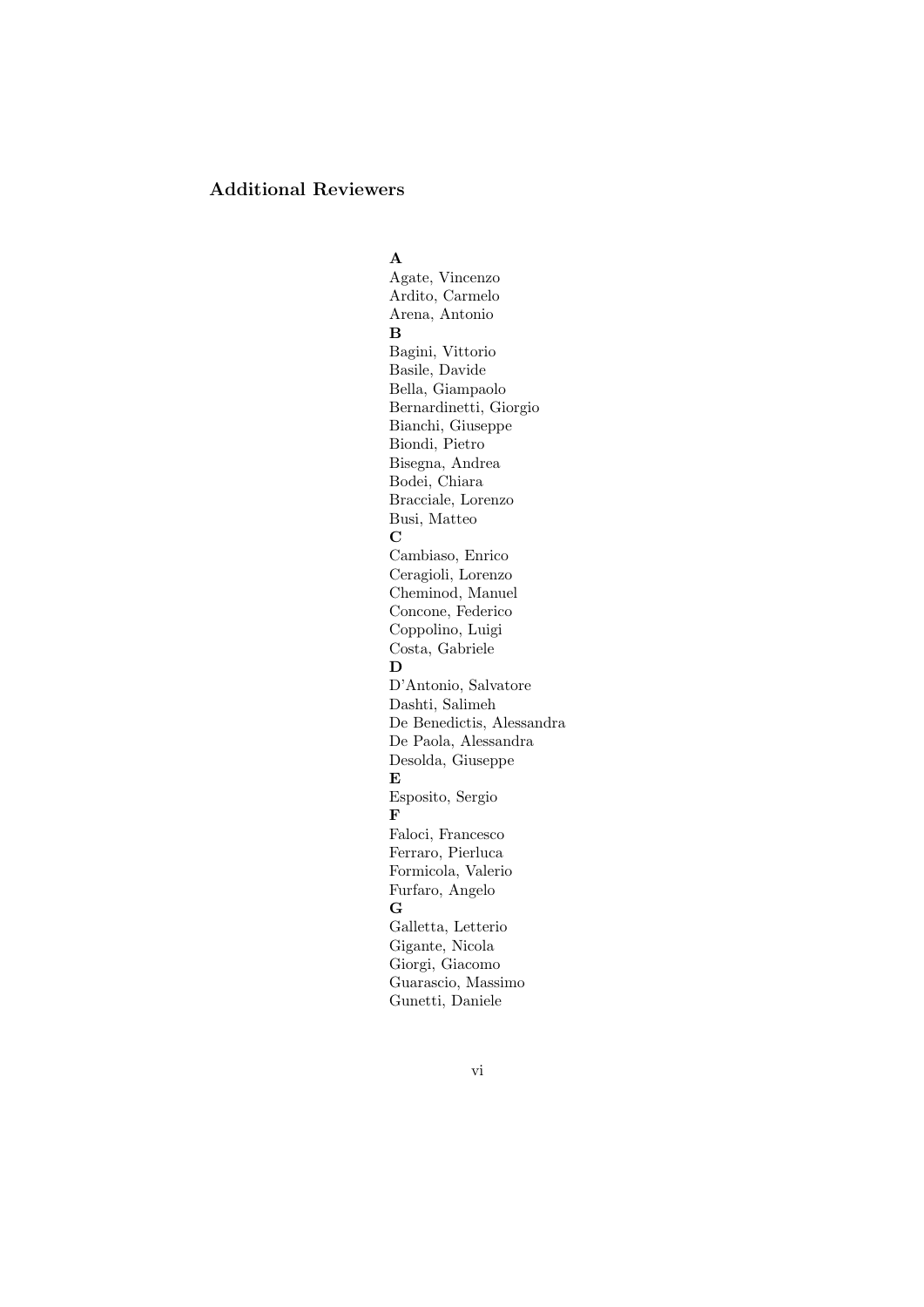## Additional Reviewers

**A**

Agate, Vincenzo
Ardito, Carmelo
Arena, Antonio

**B**

Bagini, Vittorio
Basile, Davide
Bella, Giampaolo
Bernardinetti, Giorgio
Bianchi, Giuseppe
Biondi, Pietro
Bisegna, Andrea
Bodei, Chiara
Bracciale, Lorenzo
Busi, Matteo

**C**

Cambiaso, Enrico
Ceragioli, Lorenzo
Cheminod, Manuel
Concone, Federico
Coppolino, Luigi
Costa, Gabriele

**D**

D'Antonio, Salvatore
Dashti, Salimeh
De Benedictis, Alessandra
De Paola, Alessandra
Desolda, Giuseppe

**E**

Esposito, Sergio

**F**

Faloci, Francesco
Ferraro, Pierluca
Formicola, Valerio
Furfaro, Angelo

**G**

Galletta, Letterio
Gigante, Nicola
Giorgi, Giacomo
Guarascio, Massimo
Gunetti, Daniele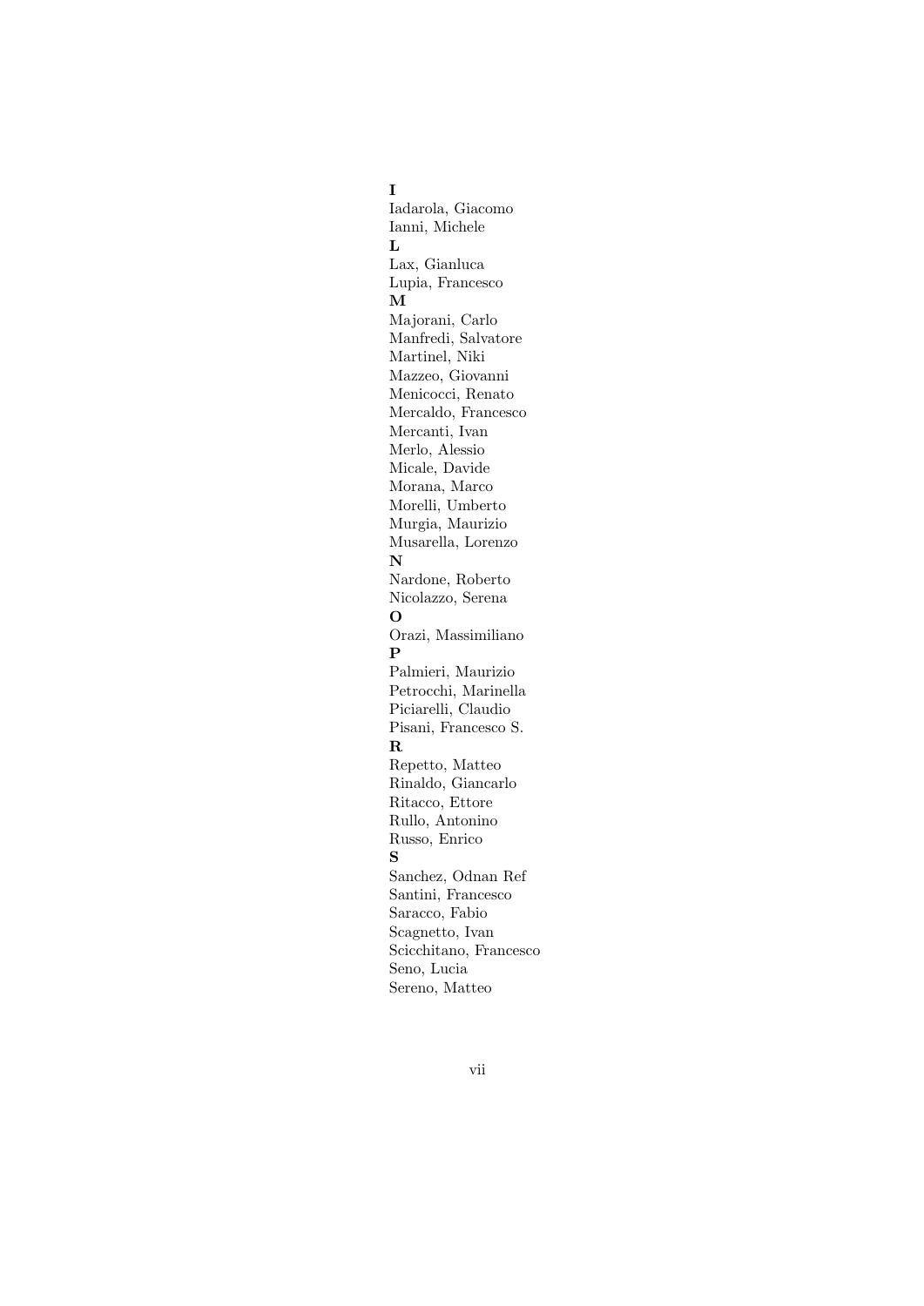**I**

Iadarola, Giacomo
Ianni, Michele

**L**

Lax, Gianluca
Lupia, Francesco

**M**

Majorani, Carlo
Manfredi, Salvatore
Martinel, Niki
Mazzeo, Giovanni
Menicocci, Renato
Mercaldo, Francesco
Mercanti, Ivan
Merlo, Alessio
Micale, Davide
Morana, Marco
Morelli, Umberto
Murgia, Maurizio
Musarella, Lorenzo

**N**

Nardone, Roberto
Nicolazzo, Serena

**O**

Orazi, Massimiliano

**P**

Palmieri, Maurizio
Petrocchi, Marinella
Piciarelli, Claudio
Pisani, Francesco S.

**R**

Repetto, Matteo
Rinaldo, Giancarlo
Ritacco, Ettore
Rullo, Antonino
Russo, Enrico

**S**

Sanchez, Odnan Ref
Santini, Francesco
Saracco, Fabio
Scagnetto, Ivan
Scicchitano, Francesco
Seno, Lucia
Sereno, Matteo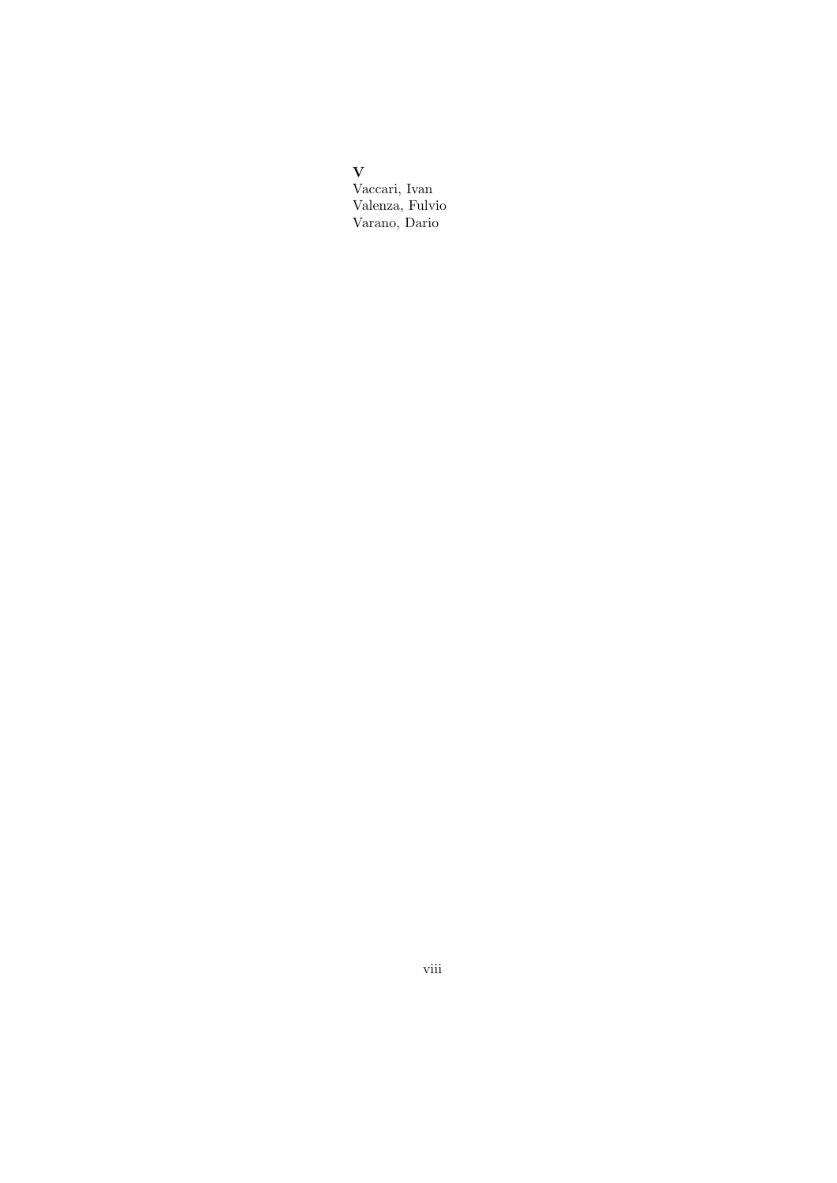**V**
Vaccari, Ivan
Valenza, Fulvio
Varano, Dario